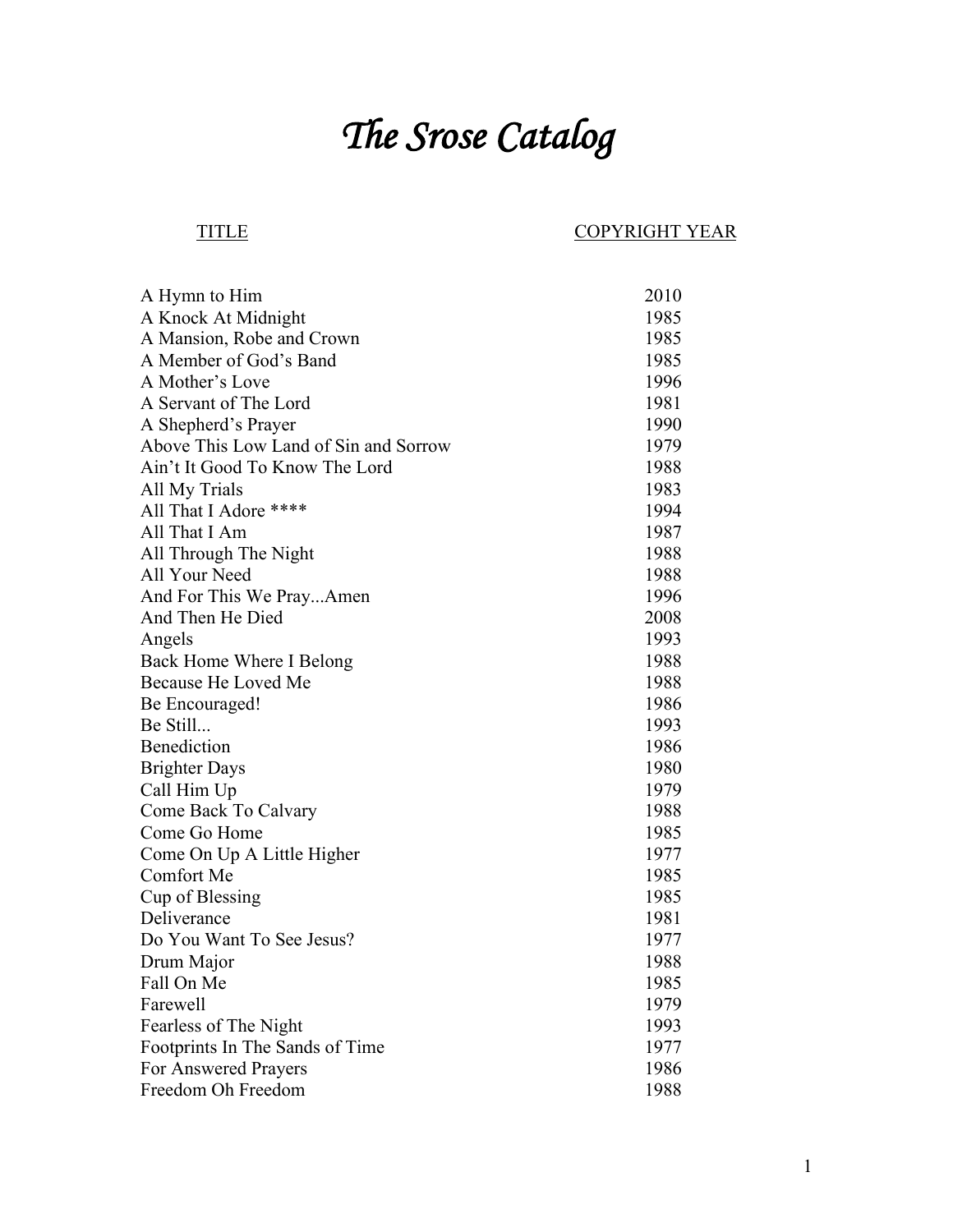# *The Srose Catalog*

| TITLE | COPYRIGHT YEAR |
|---|---|
| A Hymn to Him | 2010 |
| A Knock At Midnight | 1985 |
| A Mansion, Robe and Crown | 1985 |
| A Member of God's Band | 1985 |
| A Mother's Love | 1996 |
| A Servant of The Lord | 1981 |
| A Shepherd's Prayer | 1990 |
| Above This Low Land of Sin and Sorrow | 1979 |
| Ain't It Good To Know The Lord | 1988 |
| All My Trials | 1983 |
| All That I Adore **** | 1994 |
| All That I Am | 1987 |
| All Through The Night | 1988 |
| All Your Need | 1988 |
| And For This We Pray...Amen | 1996 |
| And Then He Died | 2008 |
| Angels | 1993 |
| Back Home Where I Belong | 1988 |
| Because He Loved Me | 1988 |
| Be Encouraged! | 1986 |
| Be Still... | 1993 |
| Benediction | 1986 |
| Brighter Days | 1980 |
| Call Him Up | 1979 |
| Come Back To Calvary | 1988 |
| Come Go Home | 1985 |
| Come On Up A Little Higher | 1977 |
| Comfort Me | 1985 |
| Cup of Blessing | 1985 |
| Deliverance | 1981 |
| Do You Want To See Jesus? | 1977 |
| Drum Major | 1988 |
| Fall On Me | 1985 |
| Farewell | 1979 |
| Fearless of The Night | 1993 |
| Footprints In The Sands of Time | 1977 |
| For Answered Prayers | 1986 |
| Freedom Oh Freedom | 1988 |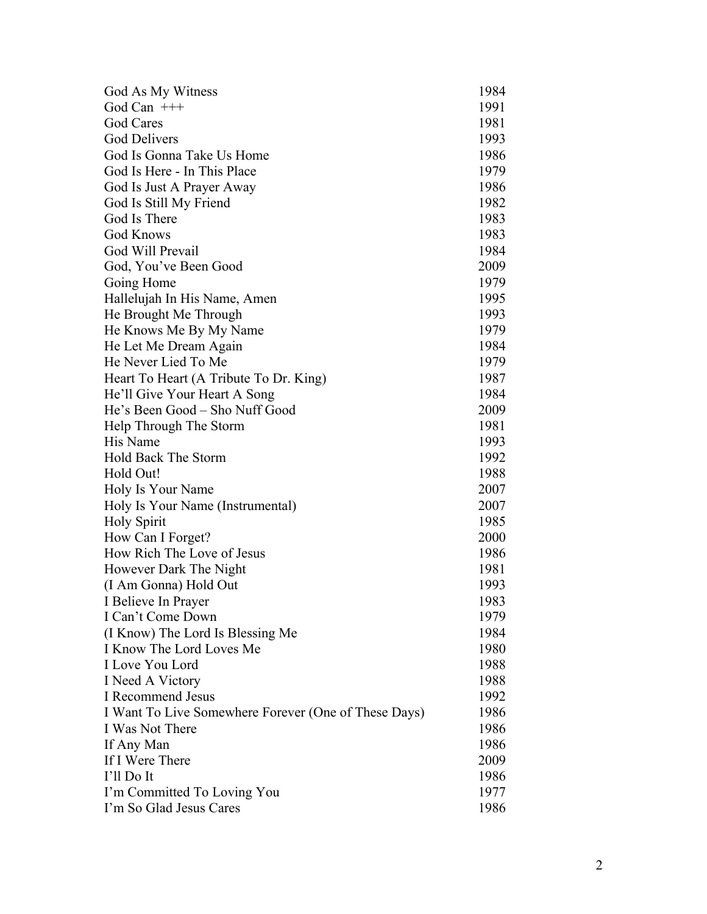| | |
|---|---|
| God As My Witness | 1984 |
| God Can +++ | 1991 |
| God Cares | 1981 |
| God Delivers | 1993 |
| God Is Gonna Take Us Home | 1986 |
| God Is Here - In This Place | 1979 |
| God Is Just A Prayer Away | 1986 |
| God Is Still My Friend | 1982 |
| God Is There | 1983 |
| God Knows | 1983 |
| God Will Prevail | 1984 |
| God, You've Been Good | 2009 |
| Going Home | 1979 |
| Hallelujah In His Name, Amen | 1995 |
| He Brought Me Through | 1993 |
| He Knows Me By My Name | 1979 |
| He Let Me Dream Again | 1984 |
| He Never Lied To Me | 1979 |
| Heart To Heart (A Tribute To Dr. King) | 1987 |
| He'll Give Your Heart A Song | 1984 |
| He's Been Good – Sho Nuff Good | 2009 |
| Help Through The Storm | 1981 |
| His Name | 1993 |
| Hold Back The Storm | 1992 |
| Hold Out! | 1988 |
| Holy Is Your Name | 2007 |
| Holy Is Your Name (Instrumental) | 2007 |
| Holy Spirit | 1985 |
| How Can I Forget? | 2000 |
| How Rich The Love of Jesus | 1986 |
| However Dark The Night | 1981 |
| (I Am Gonna) Hold Out | 1993 |
| I Believe In Prayer | 1983 |
| I Can't Come Down | 1979 |
| (I Know) The Lord Is Blessing Me | 1984 |
| I Know The Lord Loves Me | 1980 |
| I Love You Lord | 1988 |
| I Need A Victory | 1988 |
| I Recommend Jesus | 1992 |
| I Want To Live Somewhere Forever (One of These Days) | 1986 |
| I Was Not There | 1986 |
| If Any Man | 1986 |
| If I Were There | 2009 |
| I'll Do It | 1986 |
| I'm Committed To Loving You | 1977 |
| I'm So Glad Jesus Cares | 1986 |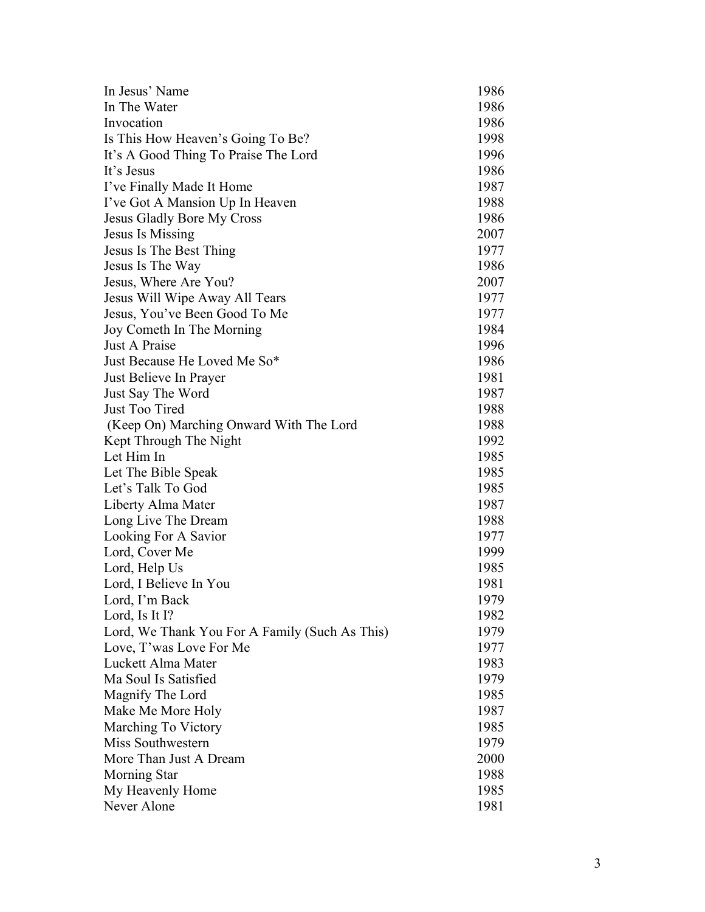| | |
|---|---|
| In Jesus' Name | 1986 |
| In The Water | 1986 |
| Invocation | 1986 |
| Is This How Heaven's Going To Be? | 1998 |
| It's A Good Thing To Praise The Lord | 1996 |
| It's Jesus | 1986 |
| I've Finally Made It Home | 1987 |
| I've Got A Mansion Up In Heaven | 1988 |
| Jesus Gladly Bore My Cross | 1986 |
| Jesus Is Missing | 2007 |
| Jesus Is The Best Thing | 1977 |
| Jesus Is The Way | 1986 |
| Jesus, Where Are You? | 2007 |
| Jesus Will Wipe Away All Tears | 1977 |
| Jesus, You've Been Good To Me | 1977 |
| Joy Cometh In The Morning | 1984 |
| Just A Praise | 1996 |
| Just Because He Loved Me So* | 1986 |
| Just Believe In Prayer | 1981 |
| Just Say The Word | 1987 |
| Just Too Tired | 1988 |
| (Keep On) Marching Onward With The Lord | 1988 |
| Kept Through The Night | 1992 |
| Let Him In | 1985 |
| Let The Bible Speak | 1985 |
| Let's Talk To God | 1985 |
| Liberty Alma Mater | 1987 |
| Long Live The Dream | 1988 |
| Looking For A Savior | 1977 |
| Lord, Cover Me | 1999 |
| Lord, Help Us | 1985 |
| Lord, I Believe In You | 1981 |
| Lord, I'm Back | 1979 |
| Lord, Is It I? | 1982 |
| Lord, We Thank You For A Family (Such As This) | 1979 |
| Love, T'was Love For Me | 1977 |
| Luckett Alma Mater | 1983 |
| Ma Soul Is Satisfied | 1979 |
| Magnify The Lord | 1985 |
| Make Me More Holy | 1987 |
| Marching To Victory | 1985 |
| Miss Southwestern | 1979 |
| More Than Just A Dream | 2000 |
| Morning Star | 1988 |
| My Heavenly Home | 1985 |
| Never Alone | 1981 |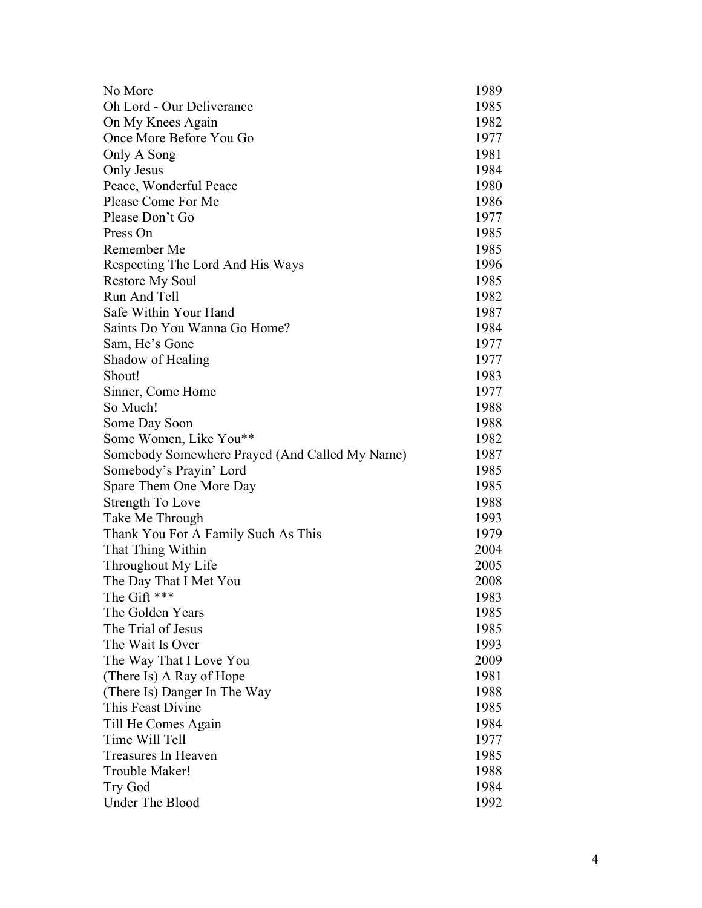| | |
|---|---|
| No More | 1989 |
| Oh Lord - Our Deliverance | 1985 |
| On My Knees Again | 1982 |
| Once More Before You Go | 1977 |
| Only A Song | 1981 |
| Only Jesus | 1984 |
| Peace, Wonderful Peace | 1980 |
| Please Come For Me | 1986 |
| Please Don't Go | 1977 |
| Press On | 1985 |
| Remember Me | 1985 |
| Respecting The Lord And His Ways | 1996 |
| Restore My Soul | 1985 |
| Run And Tell | 1982 |
| Safe Within Your Hand | 1987 |
| Saints Do You Wanna Go Home? | 1984 |
| Sam, He's Gone | 1977 |
| Shadow of Healing | 1977 |
| Shout! | 1983 |
| Sinner, Come Home | 1977 |
| So Much! | 1988 |
| Some Day Soon | 1988 |
| Some Women, Like You** | 1982 |
| Somebody Somewhere Prayed (And Called My Name) | 1987 |
| Somebody's Prayin' Lord | 1985 |
| Spare Them One More Day | 1985 |
| Strength To Love | 1988 |
| Take Me Through | 1993 |
| Thank You For A Family Such As This | 1979 |
| That Thing Within | 2004 |
| Throughout My Life | 2005 |
| The Day That I Met You | 2008 |
| The Gift *** | 1983 |
| The Golden Years | 1985 |
| The Trial of Jesus | 1985 |
| The Wait Is Over | 1993 |
| The Way That I Love You | 2009 |
| (There Is) A Ray of Hope | 1981 |
| (There Is) Danger In The Way | 1988 |
| This Feast Divine | 1985 |
| Till He Comes Again | 1984 |
| Time Will Tell | 1977 |
| Treasures In Heaven | 1985 |
| Trouble Maker! | 1988 |
| Try God | 1984 |
| Under The Blood | 1992 |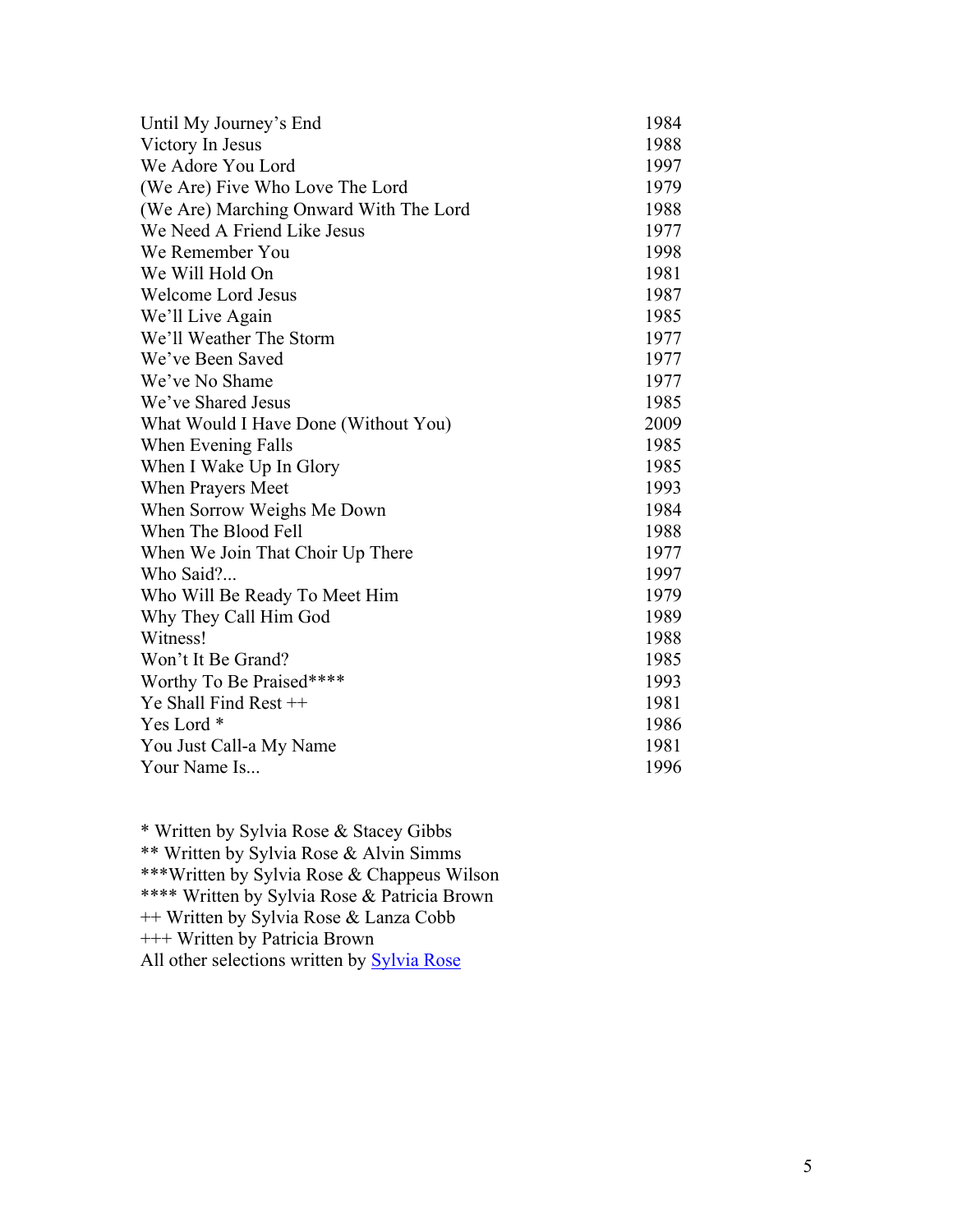| | |
|---|---|
| Until My Journey's End | 1984 |
| Victory In Jesus | 1988 |
| We Adore You Lord | 1997 |
| (We Are) Five Who Love The Lord | 1979 |
| (We Are) Marching Onward With The Lord | 1988 |
| We Need A Friend Like Jesus | 1977 |
| We Remember You | 1998 |
| We Will Hold On | 1981 |
| Welcome Lord Jesus | 1987 |
| We'll Live Again | 1985 |
| We'll Weather The Storm | 1977 |
| We've Been Saved | 1977 |
| We've No Shame | 1977 |
| We've Shared Jesus | 1985 |
| What Would I Have Done (Without You) | 2009 |
| When Evening Falls | 1985 |
| When I Wake Up In Glory | 1985 |
| When Prayers Meet | 1993 |
| When Sorrow Weighs Me Down | 1984 |
| When The Blood Fell | 1988 |
| When We Join That Choir Up There | 1977 |
| Who Said?... | 1997 |
| Who Will Be Ready To Meet Him | 1979 |
| Why They Call Him God | 1989 |
| Witness! | 1988 |
| Won't It Be Grand? | 1985 |
| Worthy To Be Praised**** | 1993 |
| Ye Shall Find Rest ++ | 1981 |
| Yes Lord * | 1986 |
| You Just Call-a My Name | 1981 |
| Your Name Is... | 1996 |

\* Written by Sylvia Rose & Stacey Gibbs
** Written by Sylvia Rose & Alvin Simms
***Written by Sylvia Rose & Chappeus Wilson
**** Written by Sylvia Rose & Patricia Brown
++ Written by Sylvia Rose & Lanza Cobb
+++ Written by Patricia Brown
All other selections written by Sylvia Rose